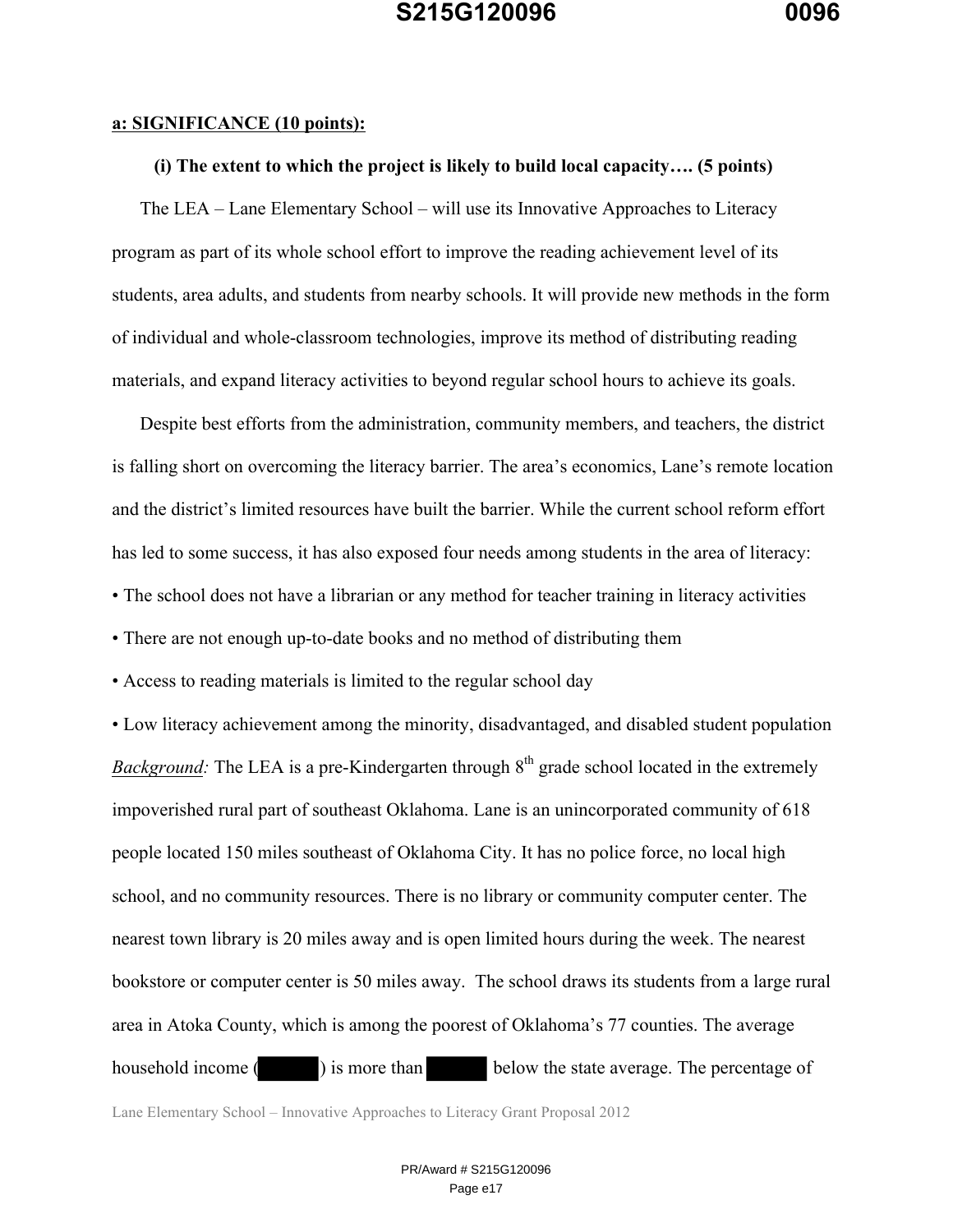**a: SIGNIFICANCE (10 points):**

**(i) The extent to which the project is likely to build local capacity…. (5 points)**

The LEA – Lane Elementary School – will use its Innovative Approaches to Literacy program as part of its whole school effort to improve the reading achievement level of its students, area adults, and students from nearby schools. It will provide new methods in the form of individual and whole-classroom technologies, improve its method of distributing reading materials, and expand literacy activities to beyond regular school hours to achieve its goals.

Despite best efforts from the administration, community members, and teachers, the district is falling short on overcoming the literacy barrier. The area's economics, Lane's remote location and the district's limited resources have built the barrier. While the current school reform effort has led to some success, it has also exposed four needs among students in the area of literacy:

- The school does not have a librarian or any method for teacher training in literacy activities
- There are not enough up-to-date books and no method of distributing them
- Access to reading materials is limited to the regular school day
- Low literacy achievement among the minority, disadvantaged, and disabled student population

***Background:*** The LEA is a pre-Kindergarten through 8th grade school located in the extremely impoverished rural part of southeast Oklahoma. Lane is an unincorporated community of 618 people located 150 miles southeast of Oklahoma City. It has no police force, no local high school, and no community resources. There is no library or community computer center. The nearest town library is 20 miles away and is open limited hours during the week. The nearest bookstore or computer center is 50 miles away. The school draws its students from a large rural area in Atoka County, which is among the poorest of Oklahoma's 77 counties. The average household income (█████) is more than █████ below the state average. The percentage of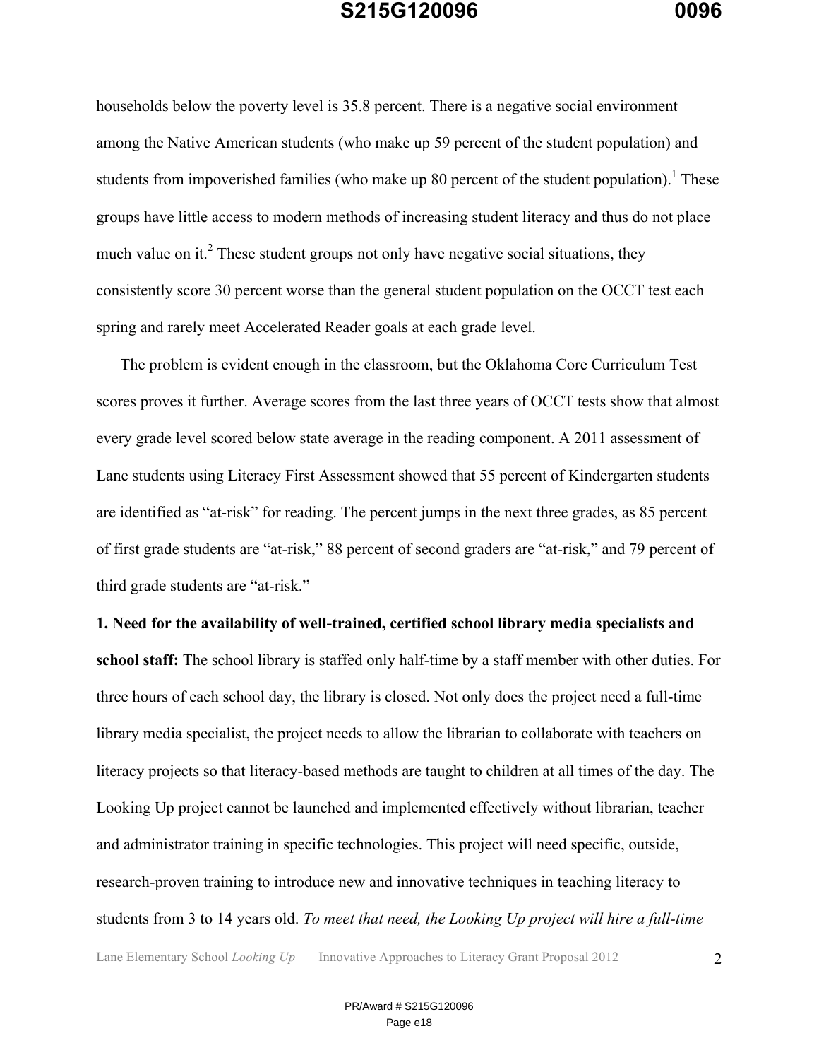households below the poverty level is 35.8 percent. There is a negative social environment among the Native American students (who make up 59 percent of the student population) and students from impoverished families (who make up 80 percent of the student population).[1] These groups have little access to modern methods of increasing student literacy and thus do not place much value on it.[2] These student groups not only have negative social situations, they consistently score 30 percent worse than the general student population on the OCCT test each spring and rarely meet Accelerated Reader goals at each grade level.

The problem is evident enough in the classroom, but the Oklahoma Core Curriculum Test scores proves it further. Average scores from the last three years of OCCT tests show that almost every grade level scored below state average in the reading component. A 2011 assessment of Lane students using Literacy First Assessment showed that 55 percent of Kindergarten students are identified as "at-risk" for reading. The percent jumps in the next three grades, as 85 percent of first grade students are "at-risk," 88 percent of second graders are "at-risk," and 79 percent of third grade students are "at-risk."

**1. Need for the availability of well-trained, certified school library media specialists and school staff:** The school library is staffed only half-time by a staff member with other duties. For three hours of each school day, the library is closed. Not only does the project need a full-time library media specialist, the project needs to allow the librarian to collaborate with teachers on literacy projects so that literacy-based methods are taught to children at all times of the day. The Looking Up project cannot be launched and implemented effectively without librarian, teacher and administrator training in specific technologies. This project will need specific, outside, research-proven training to introduce new and innovative techniques in teaching literacy to students from 3 to 14 years old. *To meet that need, the Looking Up project will hire a full-time*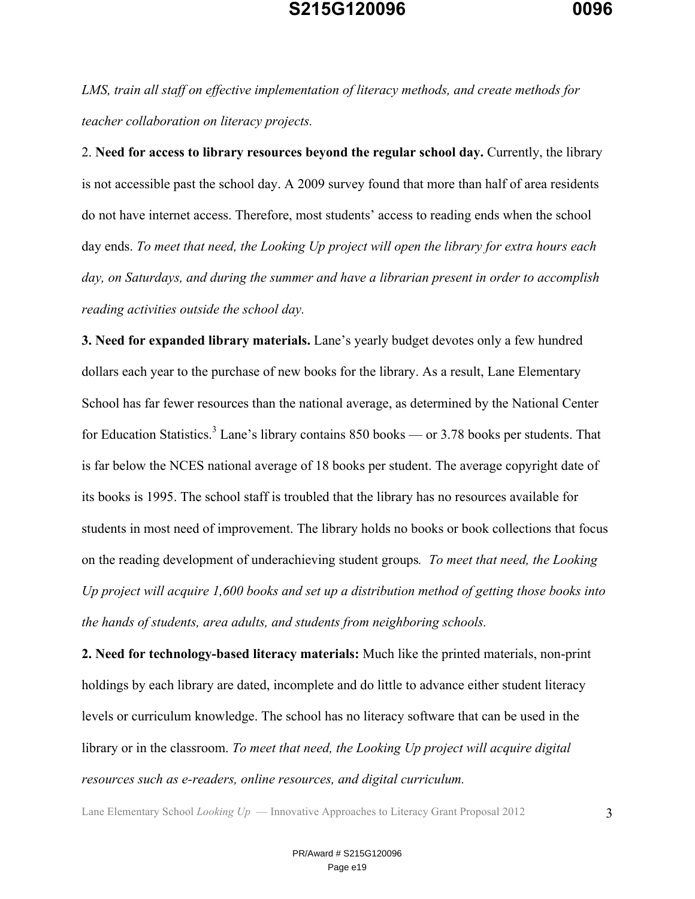*LMS, train all staff on effective implementation of literacy methods, and create methods for teacher collaboration on literacy projects.*

2. **Need for access to library resources beyond the regular school day.** Currently, the library is not accessible past the school day. A 2009 survey found that more than half of area residents do not have internet access. Therefore, most students' access to reading ends when the school day ends. *To meet that need, the Looking Up project will open the library for extra hours each day, on Saturdays, and during the summer and have a librarian present in order to accomplish reading activities outside the school day.*

**3. Need for expanded library materials.** Lane's yearly budget devotes only a few hundred dollars each year to the purchase of new books for the library. As a result, Lane Elementary School has far fewer resources than the national average, as determined by the National Center for Education Statistics.[3] Lane's library contains 850 books — or 3.78 books per students. That is far below the NCES national average of 18 books per student. The average copyright date of its books is 1995. The school staff is troubled that the library has no resources available for students in most need of improvement. The library holds no books or book collections that focus on the reading development of underachieving student groups*. To meet that need, the Looking Up project will acquire 1,600 books and set up a distribution method of getting those books into the hands of students, area adults, and students from neighboring schools.*

**2. Need for technology-based literacy materials:** Much like the printed materials, non-print holdings by each library are dated, incomplete and do little to advance either student literacy levels or curriculum knowledge. The school has no literacy software that can be used in the library or in the classroom. *To meet that need, the Looking Up project will acquire digital resources such as e-readers, online resources, and digital curriculum.*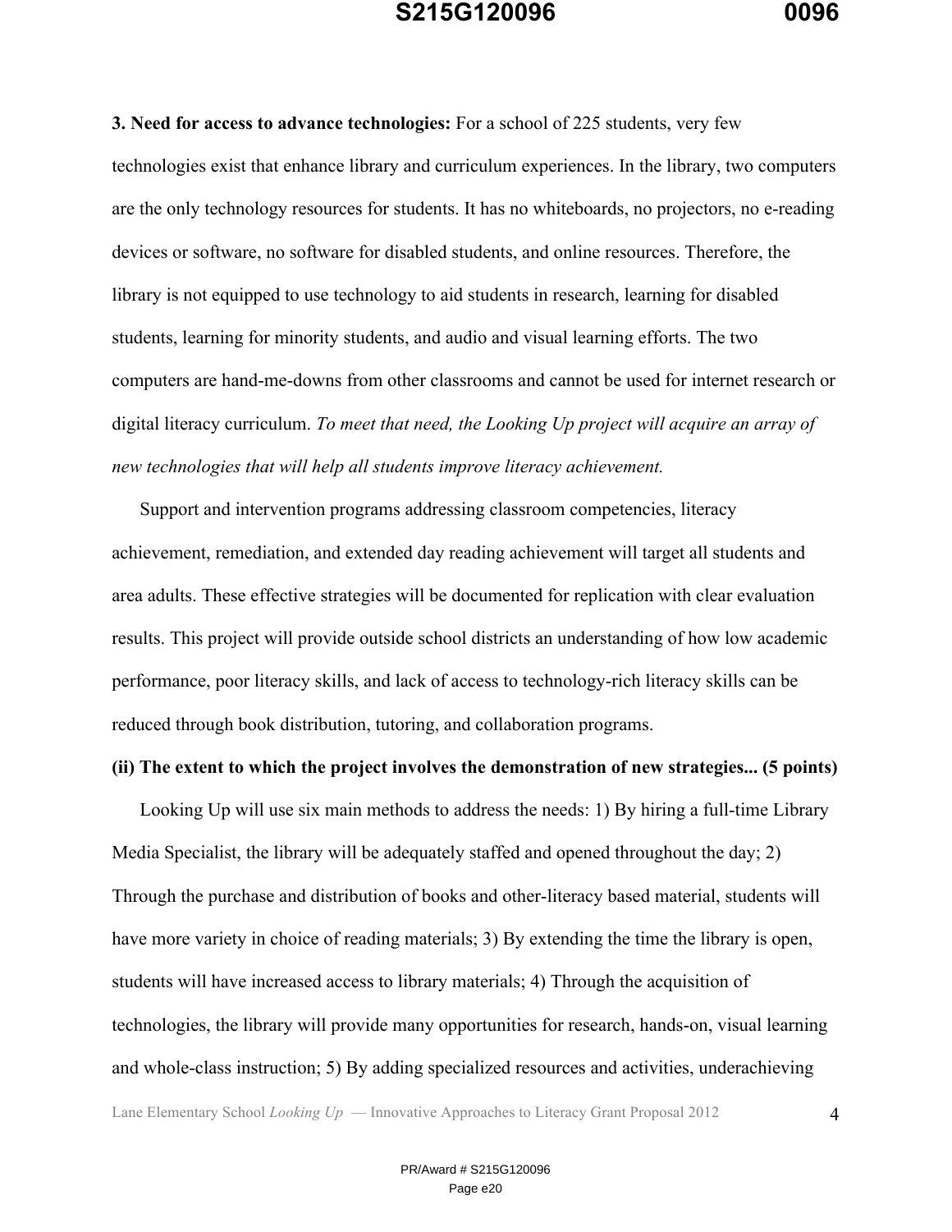**3. Need for access to advance technologies:** For a school of 225 students, very few technologies exist that enhance library and curriculum experiences. In the library, two computers are the only technology resources for students. It has no whiteboards, no projectors, no e-reading devices or software, no software for disabled students, and online resources. Therefore, the library is not equipped to use technology to aid students in research, learning for disabled students, learning for minority students, and audio and visual learning efforts. The two computers are hand-me-downs from other classrooms and cannot be used for internet research or digital literacy curriculum. *To meet that need, the Looking Up project will acquire an array of new technologies that will help all students improve literacy achievement.*

Support and intervention programs addressing classroom competencies, literacy achievement, remediation, and extended day reading achievement will target all students and area adults. These effective strategies will be documented for replication with clear evaluation results. This project will provide outside school districts an understanding of how low academic performance, poor literacy skills, and lack of access to technology-rich literacy skills can be reduced through book distribution, tutoring, and collaboration programs.

**(ii) The extent to which the project involves the demonstration of new strategies... (5 points)**

Looking Up will use six main methods to address the needs: 1) By hiring a full-time Library Media Specialist, the library will be adequately staffed and opened throughout the day; 2) Through the purchase and distribution of books and other-literacy based material, students will have more variety in choice of reading materials; 3) By extending the time the library is open, students will have increased access to library materials; 4) Through the acquisition of technologies, the library will provide many opportunities for research, hands-on, visual learning and whole-class instruction; 5) By adding specialized resources and activities, underachieving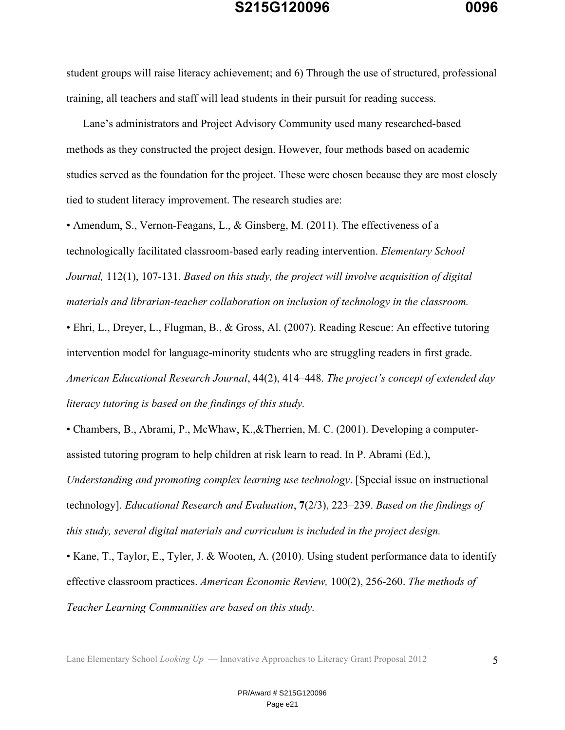student groups will raise literacy achievement; and 6) Through the use of structured, professional training, all teachers and staff will lead students in their pursuit for reading success.

Lane's administrators and Project Advisory Community used many researched-based methods as they constructed the project design. However, four methods based on academic studies served as the foundation for the project. These were chosen because they are most closely tied to student literacy improvement. The research studies are:

- Amendum, S., Vernon-Feagans, L., & Ginsberg, M. (2011). The effectiveness of a technologically facilitated classroom-based early reading intervention. *Elementary School Journal,* 112(1), 107-131. *Based on this study, the project will involve acquisition of digital materials and librarian-teacher collaboration on inclusion of technology in the classroom.*
- Ehri, L., Dreyer, L., Flugman, B., & Gross, Al. (2007). Reading Rescue: An effective tutoring intervention model for language-minority students who are struggling readers in first grade. *American Educational Research Journal*, 44(2), 414–448. *The project's concept of extended day literacy tutoring is based on the findings of this study.*
- Chambers, B., Abrami, P., McWhaw, K.,&Therrien, M. C. (2001). Developing a computer-assisted tutoring program to help children at risk learn to read. In P. Abrami (Ed.), *Understanding and promoting complex learning use technology*. [Special issue on instructional technology]. *Educational Research and Evaluation*, **7**(2/3), 223–239. *Based on the findings of this study, several digital materials and curriculum is included in the project design.*
- Kane, T., Taylor, E., Tyler, J. & Wooten, A. (2010). Using student performance data to identify effective classroom practices. *American Economic Review,* 100(2), 256-260. *The methods of Teacher Learning Communities are based on this study.*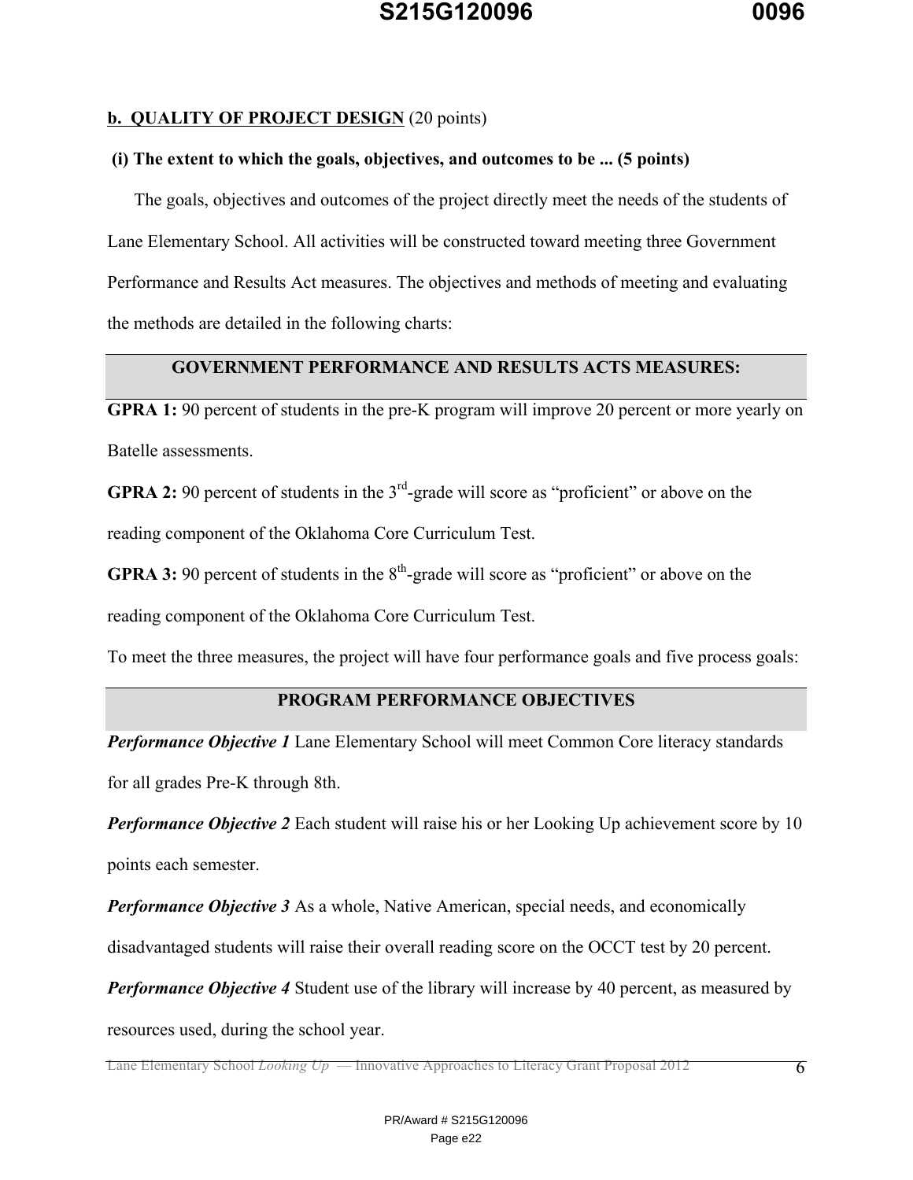**b. QUALITY OF PROJECT DESIGN** (20 points)

**(i) The extent to which the goals, objectives, and outcomes to be ... (5 points)**

The goals, objectives and outcomes of the project directly meet the needs of the students of Lane Elementary School. All activities will be constructed toward meeting three Government Performance and Results Act measures. The objectives and methods of meeting and evaluating the methods are detailed in the following charts:

| GOVERNMENT PERFORMANCE AND RESULTS ACTS MEASURES: |
| --- |

**GPRA 1:** 90 percent of students in the pre-K program will improve 20 percent or more yearly on Batelle assessments.

**GPRA 2:** 90 percent of students in the 3rd-grade will score as "proficient" or above on the reading component of the Oklahoma Core Curriculum Test.

**GPRA 3:** 90 percent of students in the 8th-grade will score as "proficient" or above on the reading component of the Oklahoma Core Curriculum Test.

To meet the three measures, the project will have four performance goals and five process goals:

| PROGRAM PERFORMANCE OBJECTIVES |
| --- |

***Performance Objective 1*** Lane Elementary School will meet Common Core literacy standards for all grades Pre-K through 8th.

***Performance Objective 2*** Each student will raise his or her Looking Up achievement score by 10 points each semester.

***Performance Objective 3*** As a whole, Native American, special needs, and economically disadvantaged students will raise their overall reading score on the OCCT test by 20 percent.

***Performance Objective 4*** Student use of the library will increase by 40 percent, as measured by resources used, during the school year.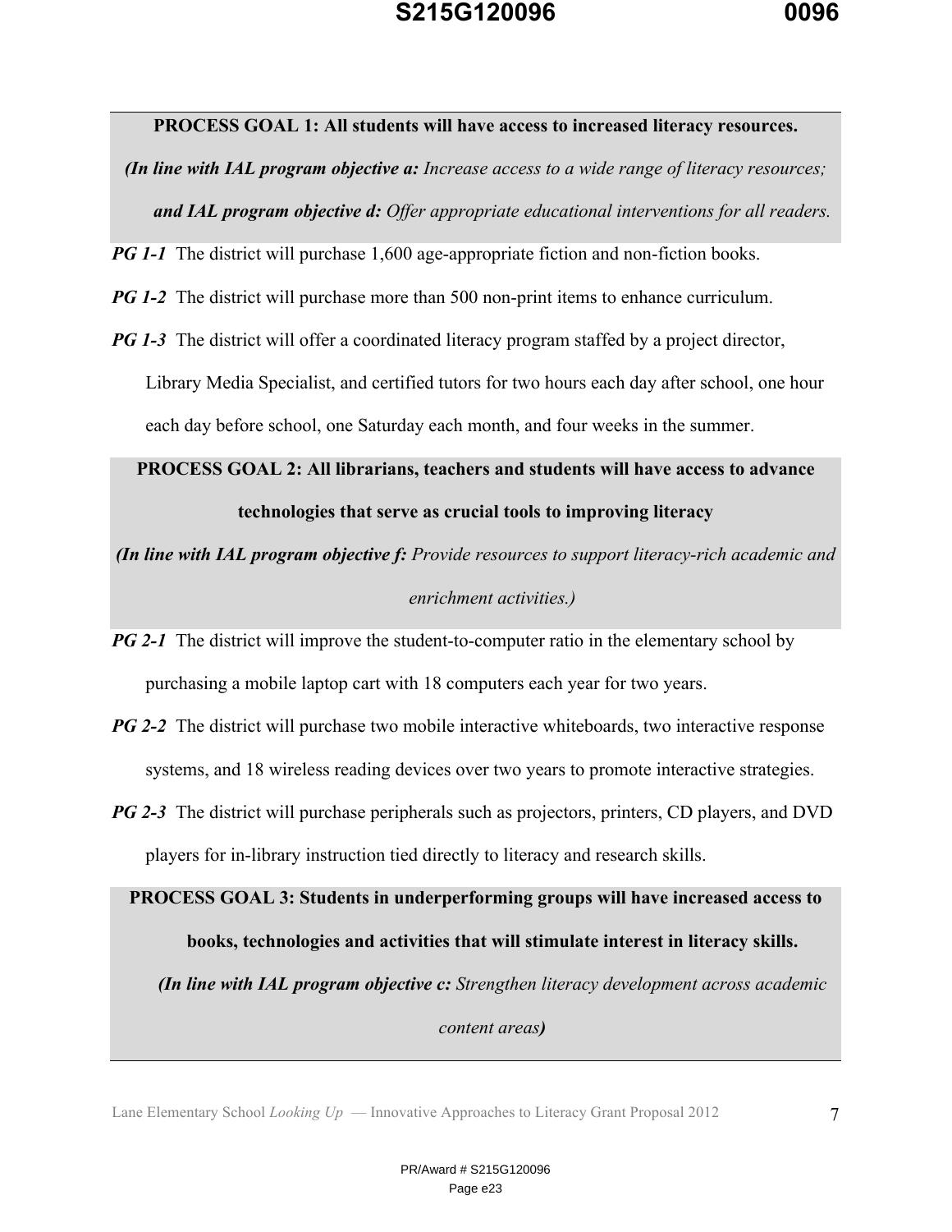**PROCESS GOAL 1: All students will have access to increased literacy resources.**

***(In line with IAL program objective a:*** *Increase access to a wide range of literacy resources;* ***and IAL program objective d:*** *Offer appropriate educational interventions for all readers.*

***PG 1-1*** The district will purchase 1,600 age-appropriate fiction and non-fiction books.

***PG 1-2*** The district will purchase more than 500 non-print items to enhance curriculum.

***PG 1-3*** The district will offer a coordinated literacy program staffed by a project director, Library Media Specialist, and certified tutors for two hours each day after school, one hour each day before school, one Saturday each month, and four weeks in the summer.

**PROCESS GOAL 2: All librarians, teachers and students will have access to advance technologies that serve as crucial tools to improving literacy**

***(In line with IAL program objective f:*** *Provide resources to support literacy-rich academic and enrichment activities.)*

***PG 2-1*** The district will improve the student-to-computer ratio in the elementary school by purchasing a mobile laptop cart with 18 computers each year for two years.

***PG 2-2*** The district will purchase two mobile interactive whiteboards, two interactive response systems, and 18 wireless reading devices over two years to promote interactive strategies.

***PG 2-3*** The district will purchase peripherals such as projectors, printers, CD players, and DVD players for in-library instruction tied directly to literacy and research skills.

**PROCESS GOAL 3: Students in underperforming groups will have increased access to books, technologies and activities that will stimulate interest in literacy skills.**

***(In line with IAL program objective c:*** *Strengthen literacy development across academic content areas****)***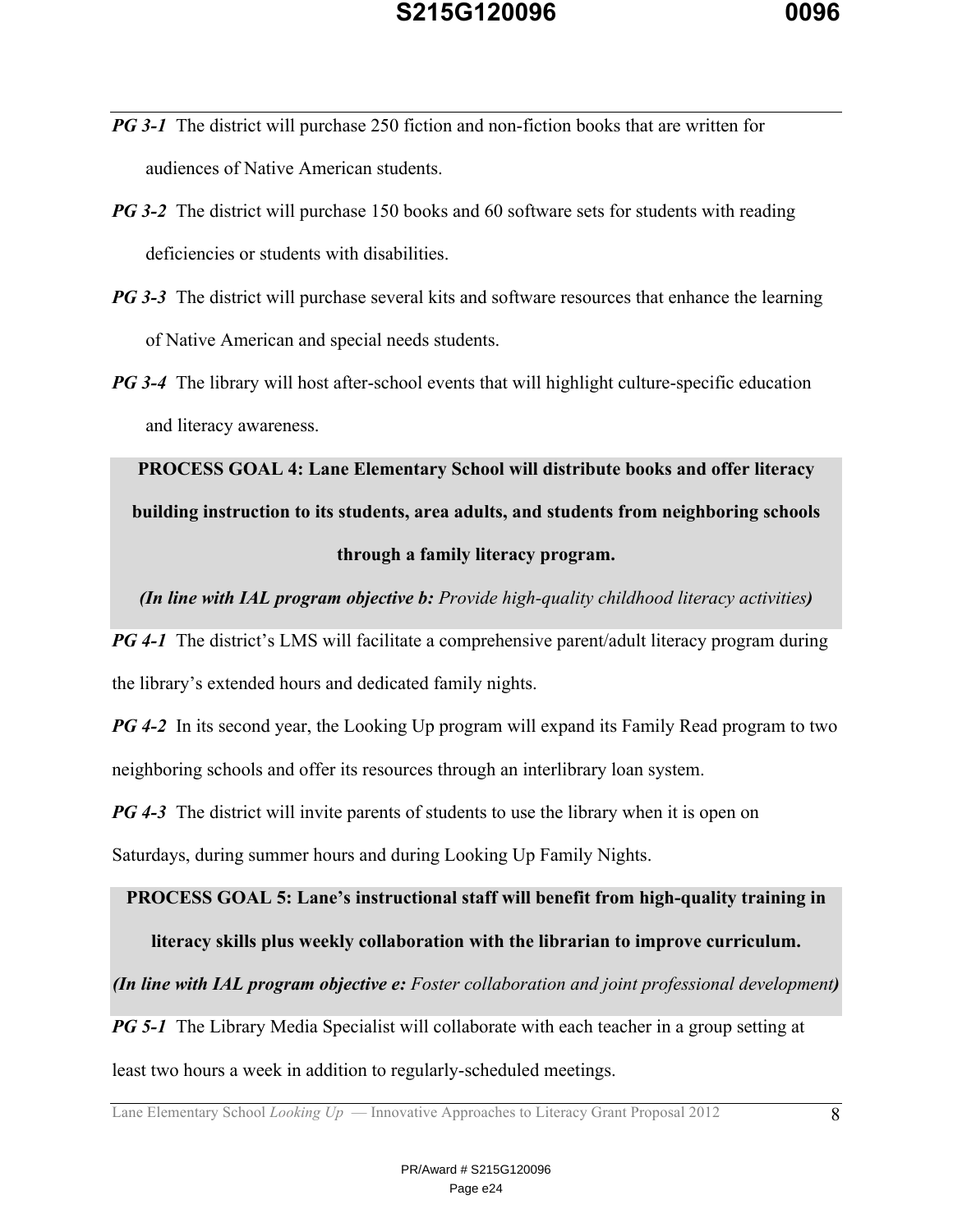***PG 3-1*** The district will purchase 250 fiction and non-fiction books that are written for audiences of Native American students.

***PG 3-2*** The district will purchase 150 books and 60 software sets for students with reading deficiencies or students with disabilities.

***PG 3-3*** The district will purchase several kits and software resources that enhance the learning of Native American and special needs students.

***PG 3-4*** The library will host after-school events that will highlight culture-specific education and literacy awareness.

**PROCESS GOAL 4: Lane Elementary School will distribute books and offer literacy building instruction to its students, area adults, and students from neighboring schools through a family literacy program.**

***(In line with IAL program objective b:*** *Provide high-quality childhood literacy activities****)***

***PG 4-1*** The district's LMS will facilitate a comprehensive parent/adult literacy program during the library's extended hours and dedicated family nights.

***PG 4-2*** In its second year, the Looking Up program will expand its Family Read program to two neighboring schools and offer its resources through an interlibrary loan system.

***PG 4-3*** The district will invite parents of students to use the library when it is open on Saturdays, during summer hours and during Looking Up Family Nights.

**PROCESS GOAL 5: Lane's instructional staff will benefit from high-quality training in literacy skills plus weekly collaboration with the librarian to improve curriculum.**

***(In line with IAL program objective e:*** *Foster collaboration and joint professional development****)***

***PG 5-1*** The Library Media Specialist will collaborate with each teacher in a group setting at least two hours a week in addition to regularly-scheduled meetings.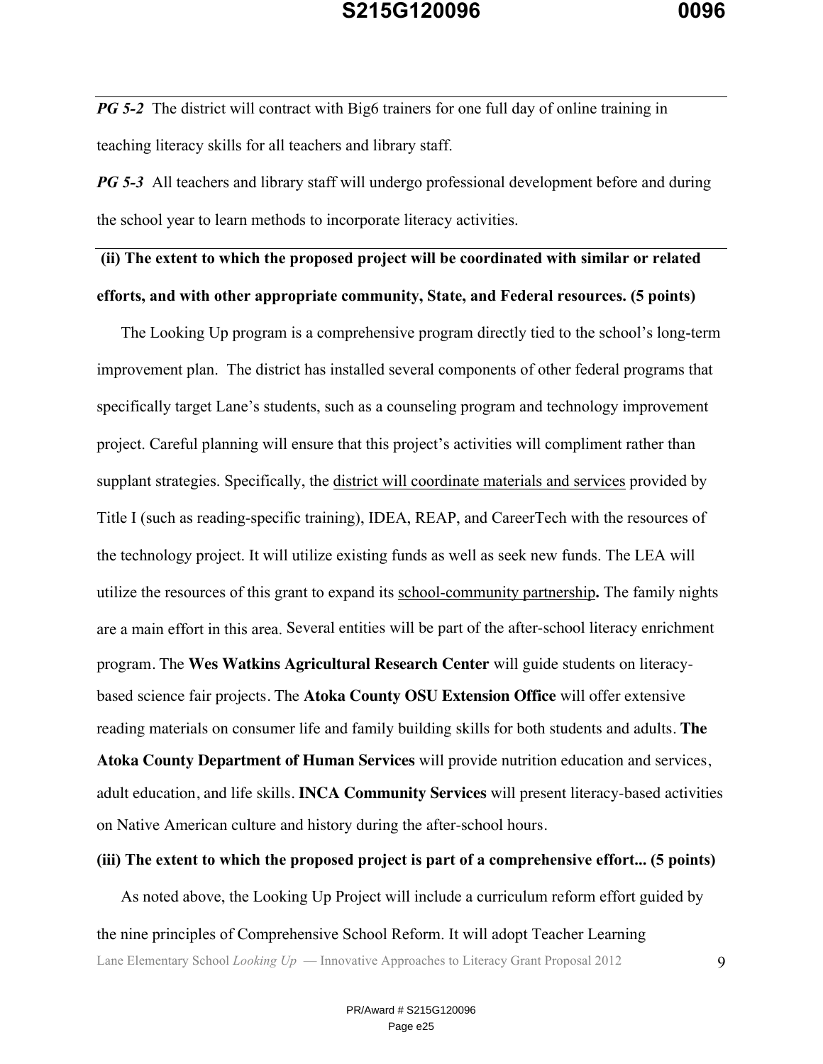*PG 5-2* The district will contract with Big6 trainers for one full day of online training in teaching literacy skills for all teachers and library staff.

*PG 5-3* All teachers and library staff will undergo professional development before and during the school year to learn methods to incorporate literacy activities.

**(ii) The extent to which the proposed project will be coordinated with similar or related efforts, and with other appropriate community, State, and Federal resources. (5 points)**

The Looking Up program is a comprehensive program directly tied to the school's long-term improvement plan. The district has installed several components of other federal programs that specifically target Lane's students, such as a counseling program and technology improvement project. Careful planning will ensure that this project's activities will compliment rather than supplant strategies. Specifically, the district will coordinate materials and services provided by Title I (such as reading-specific training), IDEA, REAP, and CareerTech with the resources of the technology project. It will utilize existing funds as well as seek new funds. The LEA will utilize the resources of this grant to expand its school-community partnership**.** The family nights are a main effort in this area. Several entities will be part of the after-school literacy enrichment program. The **Wes Watkins Agricultural Research Center** will guide students on literacy-based science fair projects. The **Atoka County OSU Extension Office** will offer extensive reading materials on consumer life and family building skills for both students and adults. **The Atoka County Department of Human Services** will provide nutrition education and services, adult education, and life skills. **INCA Community Services** will present literacy-based activities on Native American culture and history during the after-school hours.

**(iii) The extent to which the proposed project is part of a comprehensive effort... (5 points)**

As noted above, the Looking Up Project will include a curriculum reform effort guided by the nine principles of Comprehensive School Reform. It will adopt Teacher Learning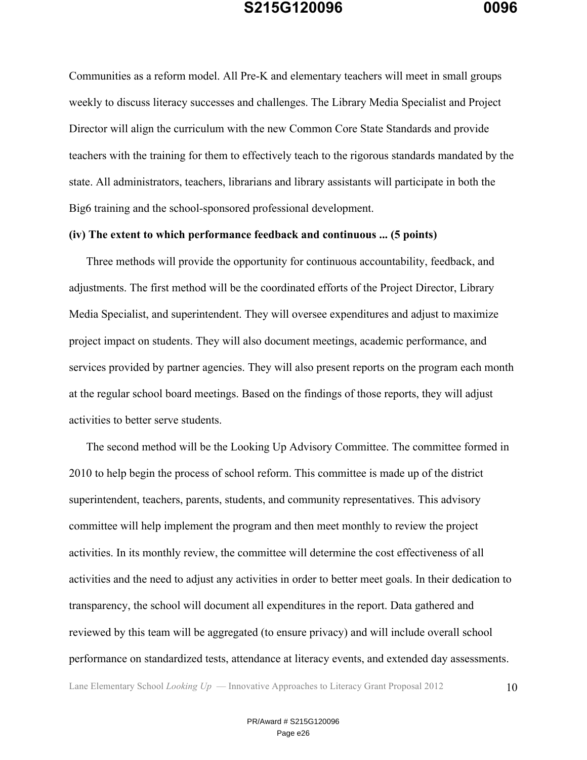Communities as a reform model. All Pre-K and elementary teachers will meet in small groups weekly to discuss literacy successes and challenges. The Library Media Specialist and Project Director will align the curriculum with the new Common Core State Standards and provide teachers with the training for them to effectively teach to the rigorous standards mandated by the state. All administrators, teachers, librarians and library assistants will participate in both the Big6 training and the school-sponsored professional development.

**(iv) The extent to which performance feedback and continuous ... (5 points)**

Three methods will provide the opportunity for continuous accountability, feedback, and adjustments. The first method will be the coordinated efforts of the Project Director, Library Media Specialist, and superintendent. They will oversee expenditures and adjust to maximize project impact on students. They will also document meetings, academic performance, and services provided by partner agencies. They will also present reports on the program each month at the regular school board meetings. Based on the findings of those reports, they will adjust activities to better serve students.

The second method will be the Looking Up Advisory Committee. The committee formed in 2010 to help begin the process of school reform. This committee is made up of the district superintendent, teachers, parents, students, and community representatives. This advisory committee will help implement the program and then meet monthly to review the project activities. In its monthly review, the committee will determine the cost effectiveness of all activities and the need to adjust any activities in order to better meet goals. In their dedication to transparency, the school will document all expenditures in the report. Data gathered and reviewed by this team will be aggregated (to ensure privacy) and will include overall school performance on standardized tests, attendance at literacy events, and extended day assessments.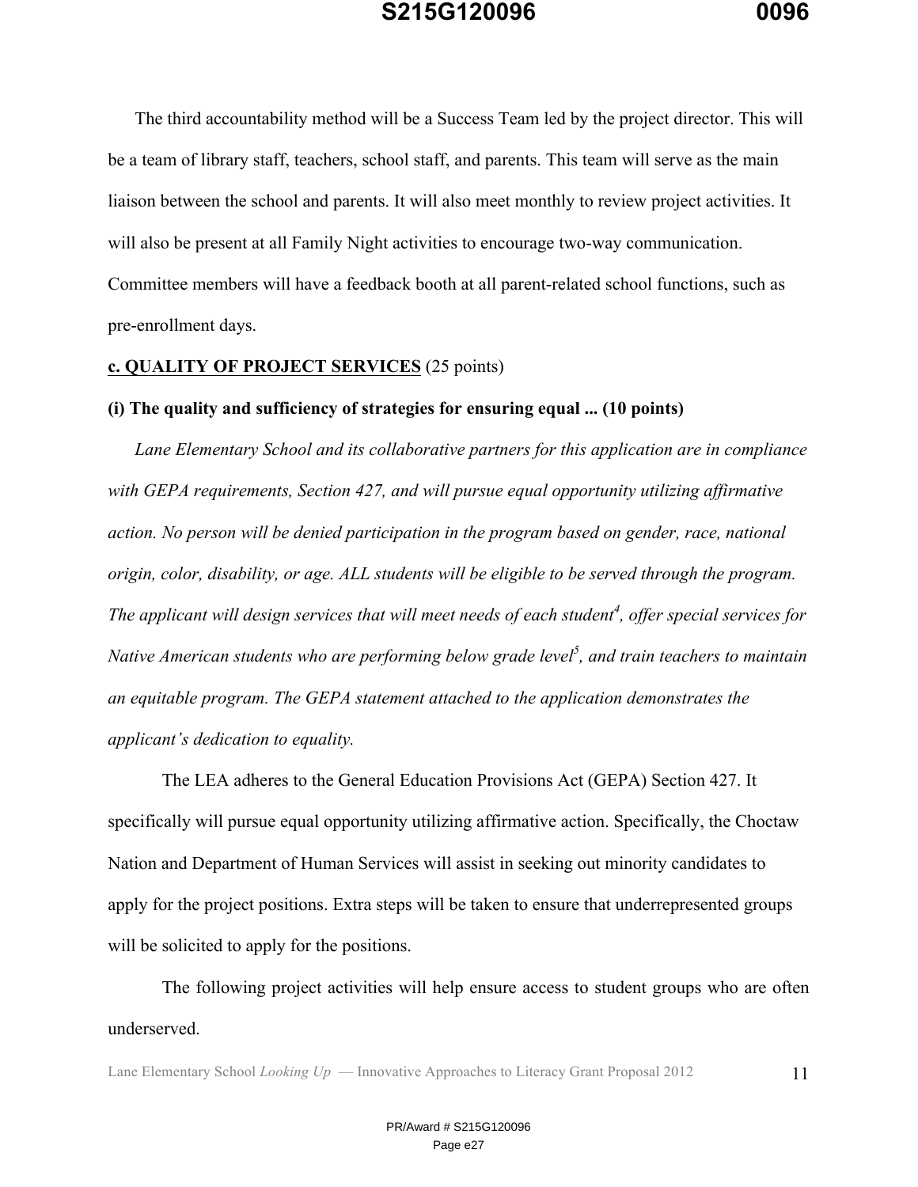The third accountability method will be a Success Team led by the project director. This will be a team of library staff, teachers, school staff, and parents. This team will serve as the main liaison between the school and parents. It will also meet monthly to review project activities. It will also be present at all Family Night activities to encourage two-way communication. Committee members will have a feedback booth at all parent-related school functions, such as pre-enrollment days.

**<u>c. QUALITY OF PROJECT SERVICES</u>** (25 points)

**(i) The quality and sufficiency of strategies for ensuring equal ... (10 points)**

*Lane Elementary School and its collaborative partners for this application are in compliance with GEPA requirements, Section 427, and will pursue equal opportunity utilizing affirmative action. No person will be denied participation in the program based on gender, race, national origin, color, disability, or age. ALL students will be eligible to be served through the program. The applicant will design services that will meet needs of each student[4], offer special services for Native American students who are performing below grade level[5], and train teachers to maintain an equitable program. The GEPA statement attached to the application demonstrates the applicant's dedication to equality.*

The LEA adheres to the General Education Provisions Act (GEPA) Section 427. It specifically will pursue equal opportunity utilizing affirmative action. Specifically, the Choctaw Nation and Department of Human Services will assist in seeking out minority candidates to apply for the project positions. Extra steps will be taken to ensure that underrepresented groups will be solicited to apply for the positions.

The following project activities will help ensure access to student groups who are often underserved.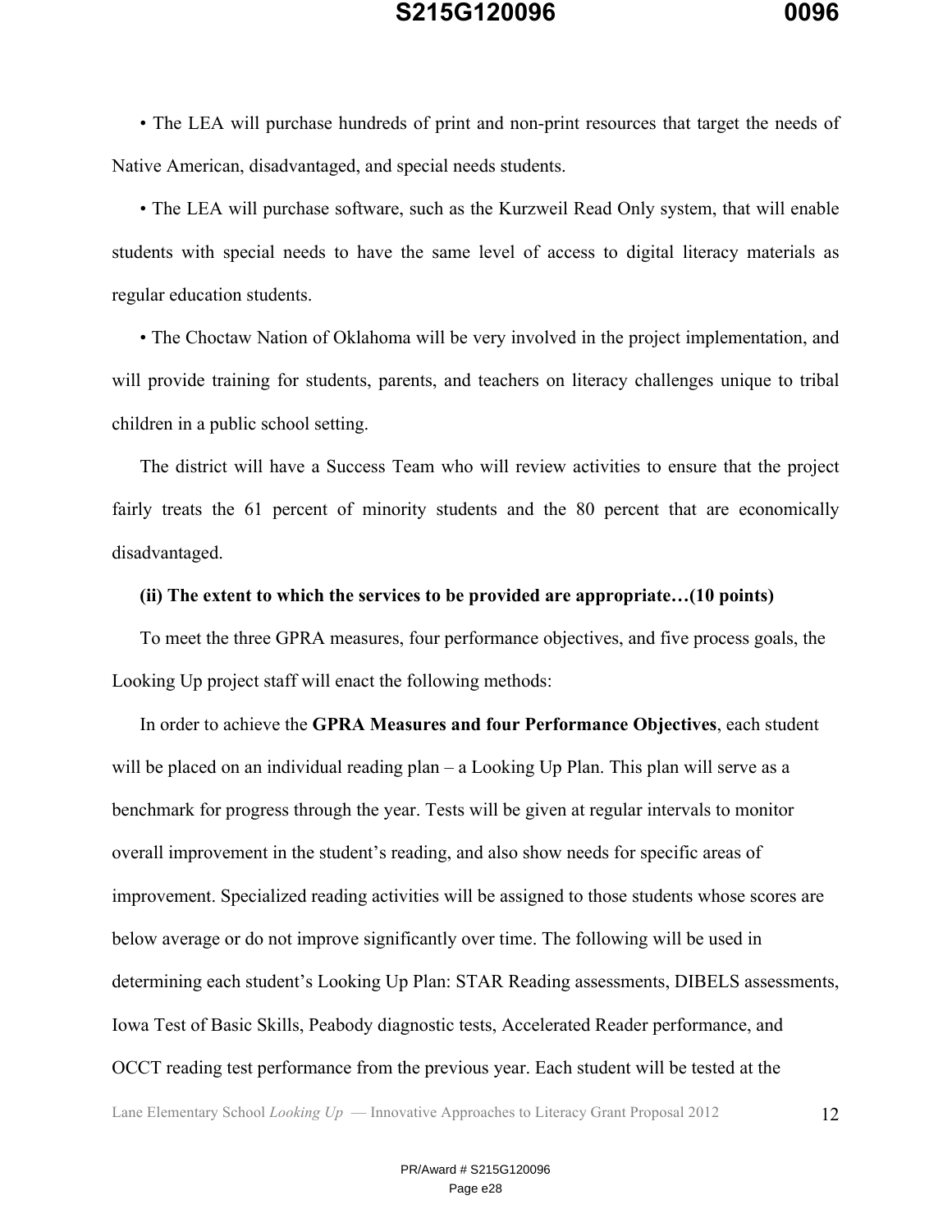• The LEA will purchase hundreds of print and non-print resources that target the needs of Native American, disadvantaged, and special needs students.

• The LEA will purchase software, such as the Kurzweil Read Only system, that will enable students with special needs to have the same level of access to digital literacy materials as regular education students.

• The Choctaw Nation of Oklahoma will be very involved in the project implementation, and will provide training for students, parents, and teachers on literacy challenges unique to tribal children in a public school setting.

The district will have a Success Team who will review activities to ensure that the project fairly treats the 61 percent of minority students and the 80 percent that are economically disadvantaged.

**(ii) The extent to which the services to be provided are appropriate…(10 points)**

To meet the three GPRA measures, four performance objectives, and five process goals, the Looking Up project staff will enact the following methods:

In order to achieve the **GPRA Measures and four Performance Objectives**, each student will be placed on an individual reading plan – a Looking Up Plan. This plan will serve as a benchmark for progress through the year. Tests will be given at regular intervals to monitor overall improvement in the student's reading, and also show needs for specific areas of improvement. Specialized reading activities will be assigned to those students whose scores are below average or do not improve significantly over time. The following will be used in determining each student's Looking Up Plan: STAR Reading assessments, DIBELS assessments, Iowa Test of Basic Skills, Peabody diagnostic tests, Accelerated Reader performance, and OCCT reading test performance from the previous year. Each student will be tested at the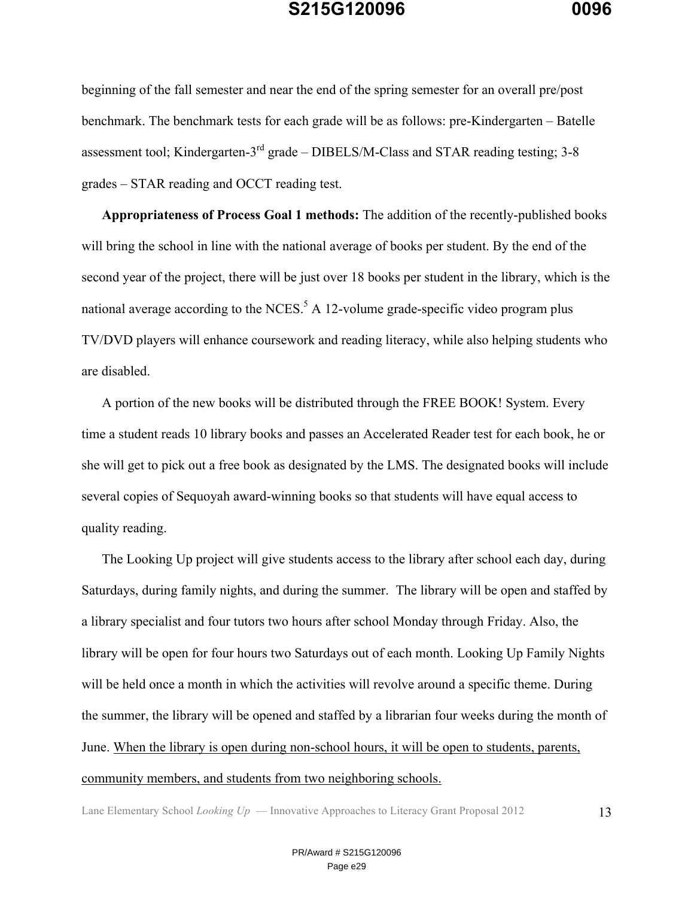beginning of the fall semester and near the end of the spring semester for an overall pre/post benchmark. The benchmark tests for each grade will be as follows: pre-Kindergarten – Batelle assessment tool; Kindergarten-3rd grade – DIBELS/M-Class and STAR reading testing; 3-8 grades – STAR reading and OCCT reading test.

**Appropriateness of Process Goal 1 methods:** The addition of the recently-published books will bring the school in line with the national average of books per student. By the end of the second year of the project, there will be just over 18 books per student in the library, which is the national average according to the NCES.[5] A 12-volume grade-specific video program plus TV/DVD players will enhance coursework and reading literacy, while also helping students who are disabled.

A portion of the new books will be distributed through the FREE BOOK! System. Every time a student reads 10 library books and passes an Accelerated Reader test for each book, he or she will get to pick out a free book as designated by the LMS. The designated books will include several copies of Sequoyah award-winning books so that students will have equal access to quality reading.

The Looking Up project will give students access to the library after school each day, during Saturdays, during family nights, and during the summer. The library will be open and staffed by a library specialist and four tutors two hours after school Monday through Friday. Also, the library will be open for four hours two Saturdays out of each month. Looking Up Family Nights will be held once a month in which the activities will revolve around a specific theme. During the summer, the library will be opened and staffed by a librarian four weeks during the month of June. <u>When the library is open during non-school hours, it will be open to students, parents, community members, and students from two neighboring schools.</u>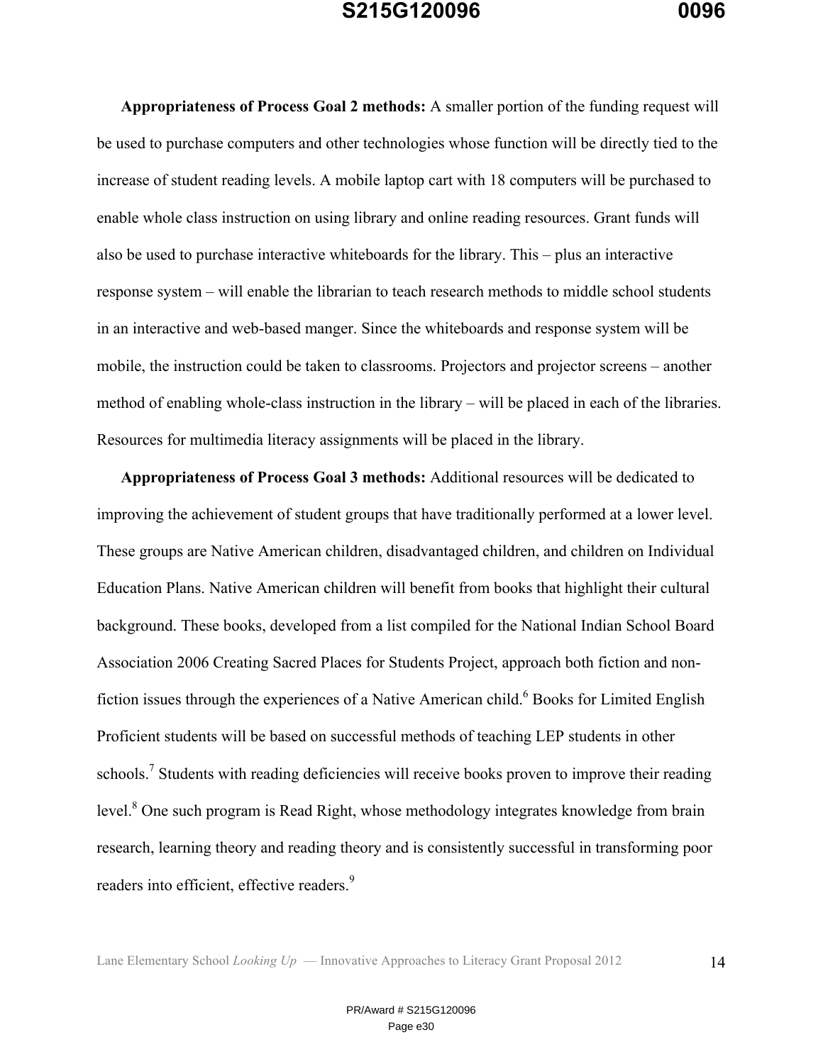**Appropriateness of Process Goal 2 methods:** A smaller portion of the funding request will be used to purchase computers and other technologies whose function will be directly tied to the increase of student reading levels. A mobile laptop cart with 18 computers will be purchased to enable whole class instruction on using library and online reading resources. Grant funds will also be used to purchase interactive whiteboards for the library. This – plus an interactive response system – will enable the librarian to teach research methods to middle school students in an interactive and web-based manger. Since the whiteboards and response system will be mobile, the instruction could be taken to classrooms. Projectors and projector screens – another method of enabling whole-class instruction in the library – will be placed in each of the libraries. Resources for multimedia literacy assignments will be placed in the library.

**Appropriateness of Process Goal 3 methods:** Additional resources will be dedicated to improving the achievement of student groups that have traditionally performed at a lower level. These groups are Native American children, disadvantaged children, and children on Individual Education Plans. Native American children will benefit from books that highlight their cultural background. These books, developed from a list compiled for the National Indian School Board Association 2006 Creating Sacred Places for Students Project, approach both fiction and non-fiction issues through the experiences of a Native American child.[6] Books for Limited English Proficient students will be based on successful methods of teaching LEP students in other schools.[7] Students with reading deficiencies will receive books proven to improve their reading level.[8] One such program is Read Right, whose methodology integrates knowledge from brain research, learning theory and reading theory and is consistently successful in transforming poor readers into efficient, effective readers.[9]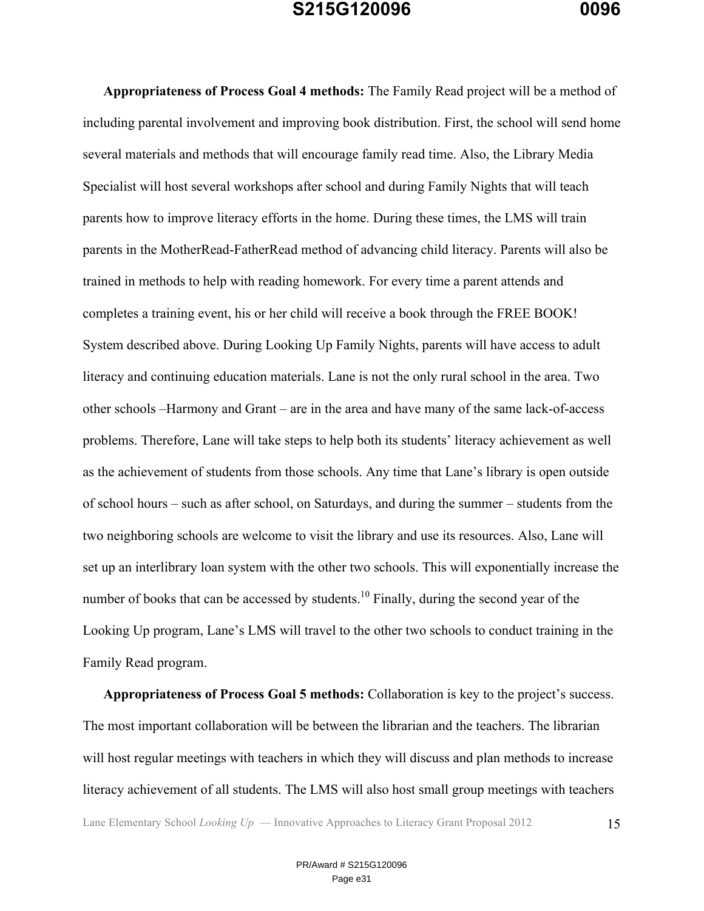**Appropriateness of Process Goal 4 methods:** The Family Read project will be a method of including parental involvement and improving book distribution. First, the school will send home several materials and methods that will encourage family read time. Also, the Library Media Specialist will host several workshops after school and during Family Nights that will teach parents how to improve literacy efforts in the home. During these times, the LMS will train parents in the MotherRead-FatherRead method of advancing child literacy. Parents will also be trained in methods to help with reading homework. For every time a parent attends and completes a training event, his or her child will receive a book through the FREE BOOK! System described above. During Looking Up Family Nights, parents will have access to adult literacy and continuing education materials. Lane is not the only rural school in the area. Two other schools –Harmony and Grant – are in the area and have many of the same lack-of-access problems. Therefore, Lane will take steps to help both its students' literacy achievement as well as the achievement of students from those schools. Any time that Lane's library is open outside of school hours – such as after school, on Saturdays, and during the summer – students from the two neighboring schools are welcome to visit the library and use its resources. Also, Lane will set up an interlibrary loan system with the other two schools. This will exponentially increase the number of books that can be accessed by students.[10] Finally, during the second year of the Looking Up program, Lane's LMS will travel to the other two schools to conduct training in the Family Read program.

**Appropriateness of Process Goal 5 methods:** Collaboration is key to the project's success. The most important collaboration will be between the librarian and the teachers. The librarian will host regular meetings with teachers in which they will discuss and plan methods to increase literacy achievement of all students. The LMS will also host small group meetings with teachers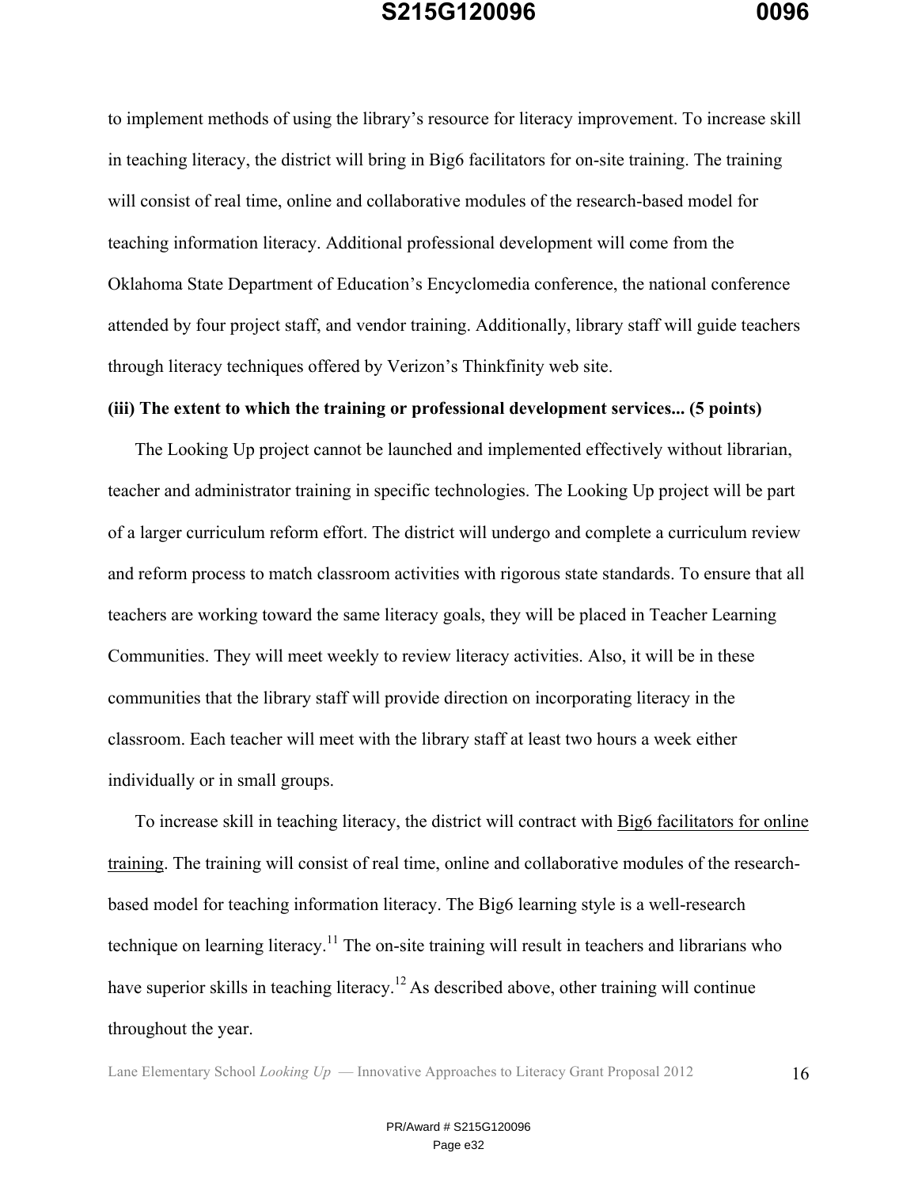to implement methods of using the library's resource for literacy improvement. To increase skill in teaching literacy, the district will bring in Big6 facilitators for on-site training. The training will consist of real time, online and collaborative modules of the research-based model for teaching information literacy. Additional professional development will come from the Oklahoma State Department of Education's Encyclomedia conference, the national conference attended by four project staff, and vendor training. Additionally, library staff will guide teachers through literacy techniques offered by Verizon's Thinkfinity web site.

**(iii) The extent to which the training or professional development services... (5 points)**

The Looking Up project cannot be launched and implemented effectively without librarian, teacher and administrator training in specific technologies. The Looking Up project will be part of a larger curriculum reform effort. The district will undergo and complete a curriculum review and reform process to match classroom activities with rigorous state standards. To ensure that all teachers are working toward the same literacy goals, they will be placed in Teacher Learning Communities. They will meet weekly to review literacy activities. Also, it will be in these communities that the library staff will provide direction on incorporating literacy in the classroom. Each teacher will meet with the library staff at least two hours a week either individually or in small groups.

To increase skill in teaching literacy, the district will contract with <u>Big6 facilitators for online training</u>. The training will consist of real time, online and collaborative modules of the research-based model for teaching information literacy. The Big6 learning style is a well-research technique on learning literacy.[11] The on-site training will result in teachers and librarians who have superior skills in teaching literacy.[12] As described above, other training will continue throughout the year.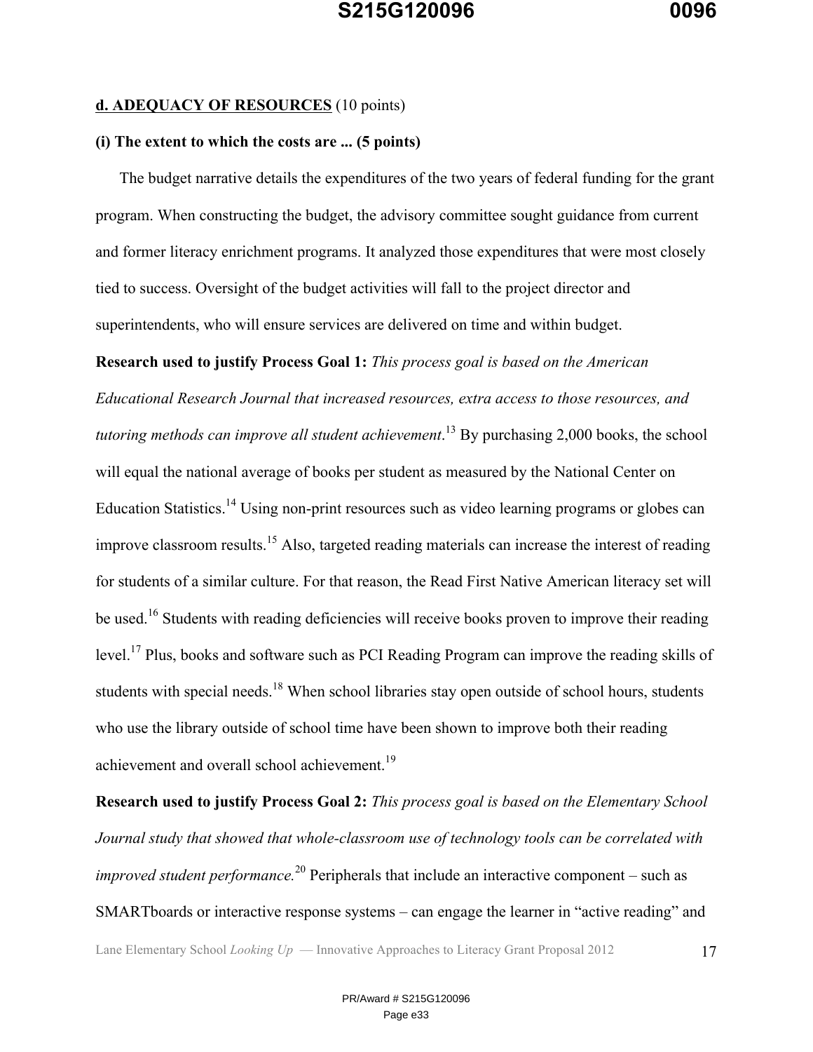**d. ADEQUACY OF RESOURCES** (10 points)

**(i) The extent to which the costs are ... (5 points)**

The budget narrative details the expenditures of the two years of federal funding for the grant program. When constructing the budget, the advisory committee sought guidance from current and former literacy enrichment programs. It analyzed those expenditures that were most closely tied to success. Oversight of the budget activities will fall to the project director and superintendents, who will ensure services are delivered on time and within budget.

**Research used to justify Process Goal 1:** *This process goal is based on the American Educational Research Journal that increased resources, extra access to those resources, and tutoring methods can improve all student achievement*.[13] By purchasing 2,000 books, the school will equal the national average of books per student as measured by the National Center on Education Statistics.[14] Using non-print resources such as video learning programs or globes can improve classroom results.[15] Also, targeted reading materials can increase the interest of reading for students of a similar culture. For that reason, the Read First Native American literacy set will be used.[16] Students with reading deficiencies will receive books proven to improve their reading level.[17] Plus, books and software such as PCI Reading Program can improve the reading skills of students with special needs.[18] When school libraries stay open outside of school hours, students who use the library outside of school time have been shown to improve both their reading achievement and overall school achievement.[19]

**Research used to justify Process Goal 2:** *This process goal is based on the Elementary School Journal study that showed that whole-classroom use of technology tools can be correlated with improved student performance.*[20] Peripherals that include an interactive component – such as SMARTboards or interactive response systems – can engage the learner in "active reading" and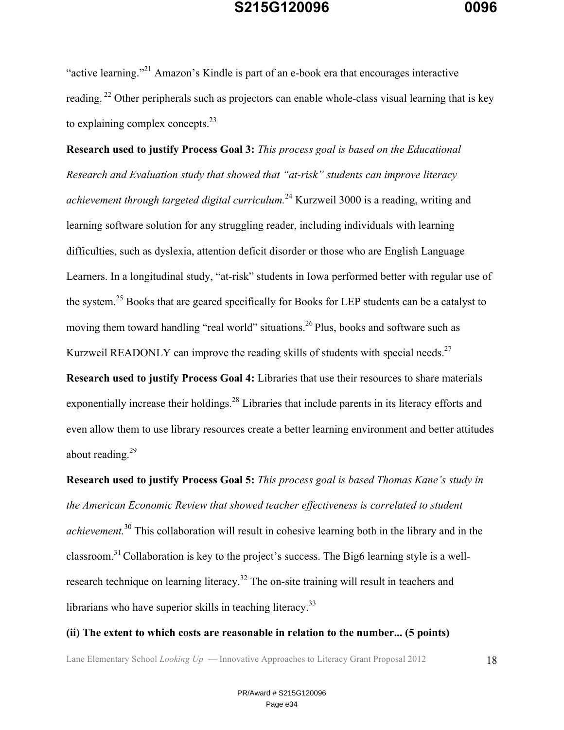"active learning."[21] Amazon's Kindle is part of an e-book era that encourages interactive reading. [22] Other peripherals such as projectors can enable whole-class visual learning that is key to explaining complex concepts.[23]

**Research used to justify Process Goal 3:** *This process goal is based on the Educational Research and Evaluation study that showed that "at-risk" students can improve literacy achievement through targeted digital curriculum.*[24] Kurzweil 3000 is a reading, writing and learning software solution for any struggling reader, including individuals with learning difficulties, such as dyslexia, attention deficit disorder or those who are English Language Learners. In a longitudinal study, "at-risk" students in Iowa performed better with regular use of the system.[25] Books that are geared specifically for Books for LEP students can be a catalyst to moving them toward handling "real world" situations.[26] Plus, books and software such as Kurzweil READONLY can improve the reading skills of students with special needs.[27]

**Research used to justify Process Goal 4:** Libraries that use their resources to share materials exponentially increase their holdings.[28] Libraries that include parents in its literacy efforts and even allow them to use library resources create a better learning environment and better attitudes about reading.[29]

**Research used to justify Process Goal 5:** *This process goal is based Thomas Kane's study in the American Economic Review that showed teacher effectiveness is correlated to student achievement.*[30] This collaboration will result in cohesive learning both in the library and in the classroom.[31] Collaboration is key to the project's success. The Big6 learning style is a well-research technique on learning literacy.[32] The on-site training will result in teachers and librarians who have superior skills in teaching literacy.[33]

**(ii) The extent to which costs are reasonable in relation to the number... (5 points)**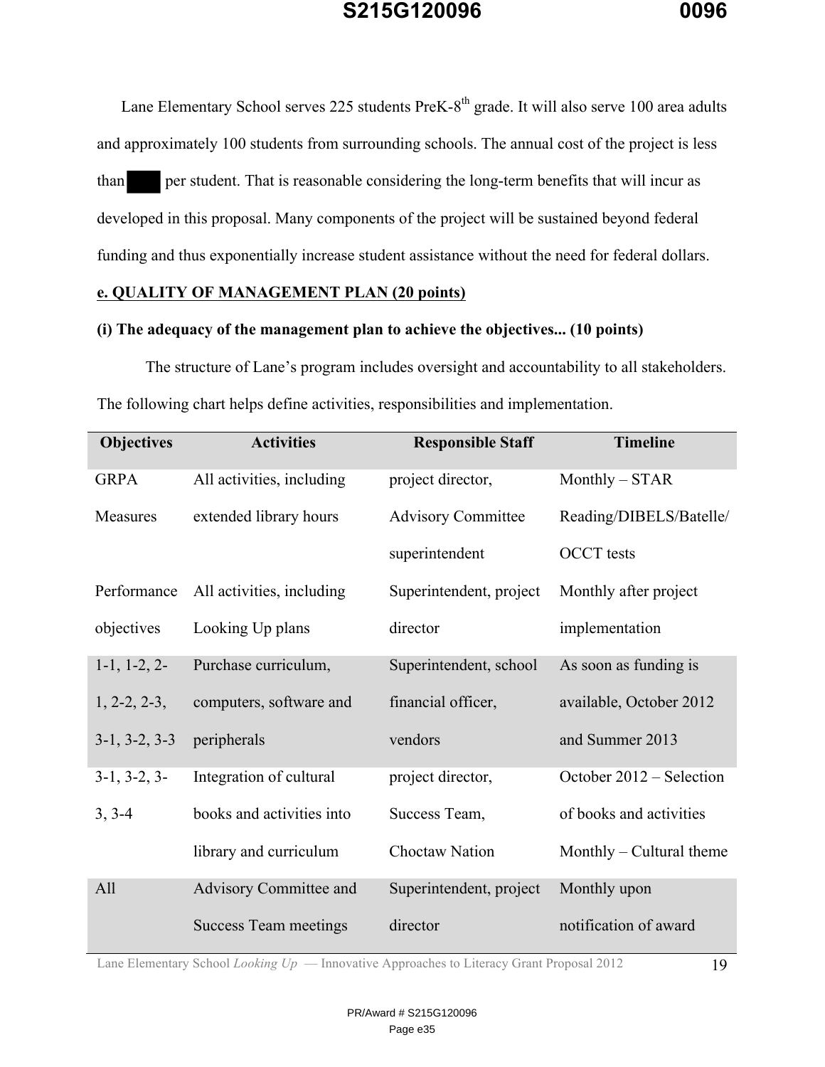Lane Elementary School serves 225 students PreK-8th grade. It will also serve 100 area adults and approximately 100 students from surrounding schools. The annual cost of the project is less than ███ per student. That is reasonable considering the long-term benefits that will incur as developed in this proposal. Many components of the project will be sustained beyond federal funding and thus exponentially increase student assistance without the need for federal dollars.

**e. QUALITY OF MANAGEMENT PLAN (20 points)**

**(i) The adequacy of the management plan to achieve the objectives... (10 points)**

The structure of Lane's program includes oversight and accountability to all stakeholders. The following chart helps define activities, responsibilities and implementation.

| Objectives | Activities | Responsible Staff | Timeline |
|---|---|---|---|
| GRPA Measures | All activities, including extended library hours | project director, Advisory Committee superintendent | Monthly – STAR Reading/DIBELS/Batelle/ OCCT tests |
| Performance objectives | All activities, including Looking Up plans | Superintendent, project director | Monthly after project implementation |
| 1-1, 1-2, 2-1, 2-2, 2-3, 3-1, 3-2, 3-3 | Purchase curriculum, computers, software and peripherals | Superintendent, school financial officer, vendors | As soon as funding is available, October 2012 and Summer 2013 |
| 3-1, 3-2, 3-3, 3-4 | Integration of cultural books and activities into library and curriculum | project director, Success Team, Choctaw Nation | October 2012 – Selection of books and activities Monthly – Cultural theme |
| All | Advisory Committee and Success Team meetings | Superintendent, project director | Monthly upon notification of award |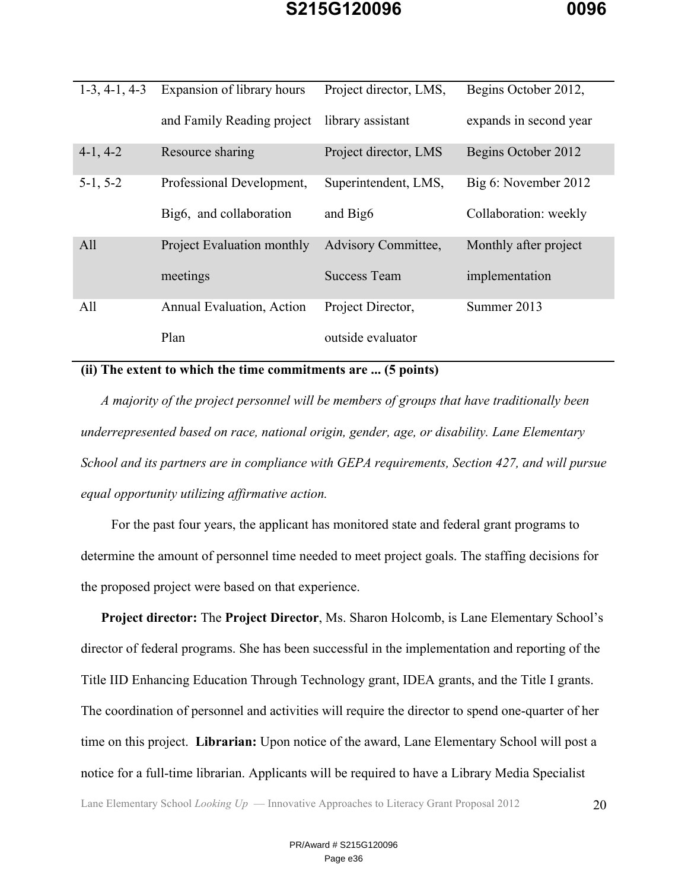| 1-3, 4-1, 4-3 | Expansion of library hours and Family Reading project | Project director, LMS, library assistant | Begins October 2012, expands in second year |
|---|---|---|---|
| 4-1, 4-2 | Resource sharing | Project director, LMS | Begins October 2012 |
| 5-1, 5-2 | Professional Development, Big6, and collaboration | Superintendent, LMS, and Big6 | Big 6: November 2012 Collaboration: weekly |
| All | Project Evaluation monthly meetings | Advisory Committee, Success Team | Monthly after project implementation |
| All | Annual Evaluation, Action Plan | Project Director, outside evaluator | Summer 2013 |

**(ii) The extent to which the time commitments are ... (5 points)**

*A majority of the project personnel will be members of groups that have traditionally been underrepresented based on race, national origin, gender, age, or disability. Lane Elementary School and its partners are in compliance with GEPA requirements, Section 427, and will pursue equal opportunity utilizing affirmative action.*

For the past four years, the applicant has monitored state and federal grant programs to determine the amount of personnel time needed to meet project goals. The staffing decisions for the proposed project were based on that experience.

**Project director:** The **Project Director**, Ms. Sharon Holcomb, is Lane Elementary School's director of federal programs. She has been successful in the implementation and reporting of the Title IID Enhancing Education Through Technology grant, IDEA grants, and the Title I grants. The coordination of personnel and activities will require the director to spend one-quarter of her time on this project. **Librarian:** Upon notice of the award, Lane Elementary School will post a notice for a full-time librarian. Applicants will be required to have a Library Media Specialist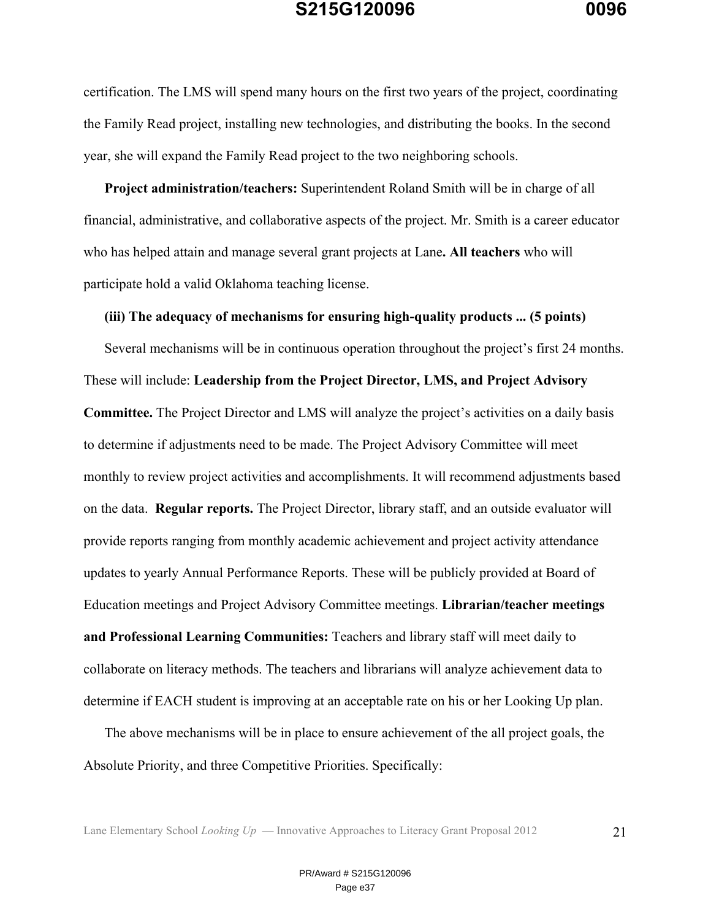certification. The LMS will spend many hours on the first two years of the project, coordinating the Family Read project, installing new technologies, and distributing the books. In the second year, she will expand the Family Read project to the two neighboring schools.

**Project administration/teachers:** Superintendent Roland Smith will be in charge of all financial, administrative, and collaborative aspects of the project. Mr. Smith is a career educator who has helped attain and manage several grant projects at Lane**. All teachers** who will participate hold a valid Oklahoma teaching license.

**(iii) The adequacy of mechanisms for ensuring high-quality products ... (5 points)**

Several mechanisms will be in continuous operation throughout the project's first 24 months. These will include: **Leadership from the Project Director, LMS, and Project Advisory Committee.** The Project Director and LMS will analyze the project's activities on a daily basis to determine if adjustments need to be made. The Project Advisory Committee will meet monthly to review project activities and accomplishments. It will recommend adjustments based on the data. **Regular reports.** The Project Director, library staff, and an outside evaluator will provide reports ranging from monthly academic achievement and project activity attendance updates to yearly Annual Performance Reports. These will be publicly provided at Board of Education meetings and Project Advisory Committee meetings. **Librarian/teacher meetings and Professional Learning Communities:** Teachers and library staff will meet daily to collaborate on literacy methods. The teachers and librarians will analyze achievement data to determine if EACH student is improving at an acceptable rate on his or her Looking Up plan.

The above mechanisms will be in place to ensure achievement of the all project goals, the Absolute Priority, and three Competitive Priorities. Specifically: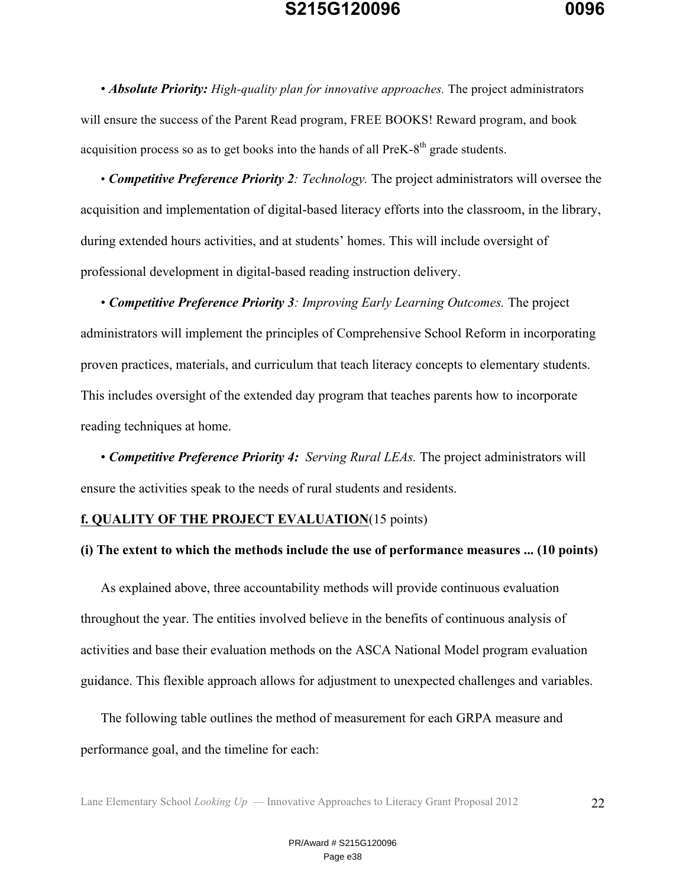• ***Absolute Priority:*** *High-quality plan for innovative approaches.* The project administrators will ensure the success of the Parent Read program, FREE BOOKS! Reward program, and book acquisition process so as to get books into the hands of all PreK-8th grade students.

• ***Competitive Preference Priority 2****: Technology.* The project administrators will oversee the acquisition and implementation of digital-based literacy efforts into the classroom, in the library, during extended hours activities, and at students' homes. This will include oversight of professional development in digital-based reading instruction delivery.

• ***Competitive Preference Priority 3****: Improving Early Learning Outcomes.* The project administrators will implement the principles of Comprehensive School Reform in incorporating proven practices, materials, and curriculum that teach literacy concepts to elementary students. This includes oversight of the extended day program that teaches parents how to incorporate reading techniques at home.

• ***Competitive Preference Priority 4:*** *Serving Rural LEAs.* The project administrators will ensure the activities speak to the needs of rural students and residents.

**f. QUALITY OF THE PROJECT EVALUATION**(15 points)

**(i) The extent to which the methods include the use of performance measures ... (10 points)**

As explained above, three accountability methods will provide continuous evaluation throughout the year. The entities involved believe in the benefits of continuous analysis of activities and base their evaluation methods on the ASCA National Model program evaluation guidance. This flexible approach allows for adjustment to unexpected challenges and variables.

The following table outlines the method of measurement for each GRPA measure and performance goal, and the timeline for each: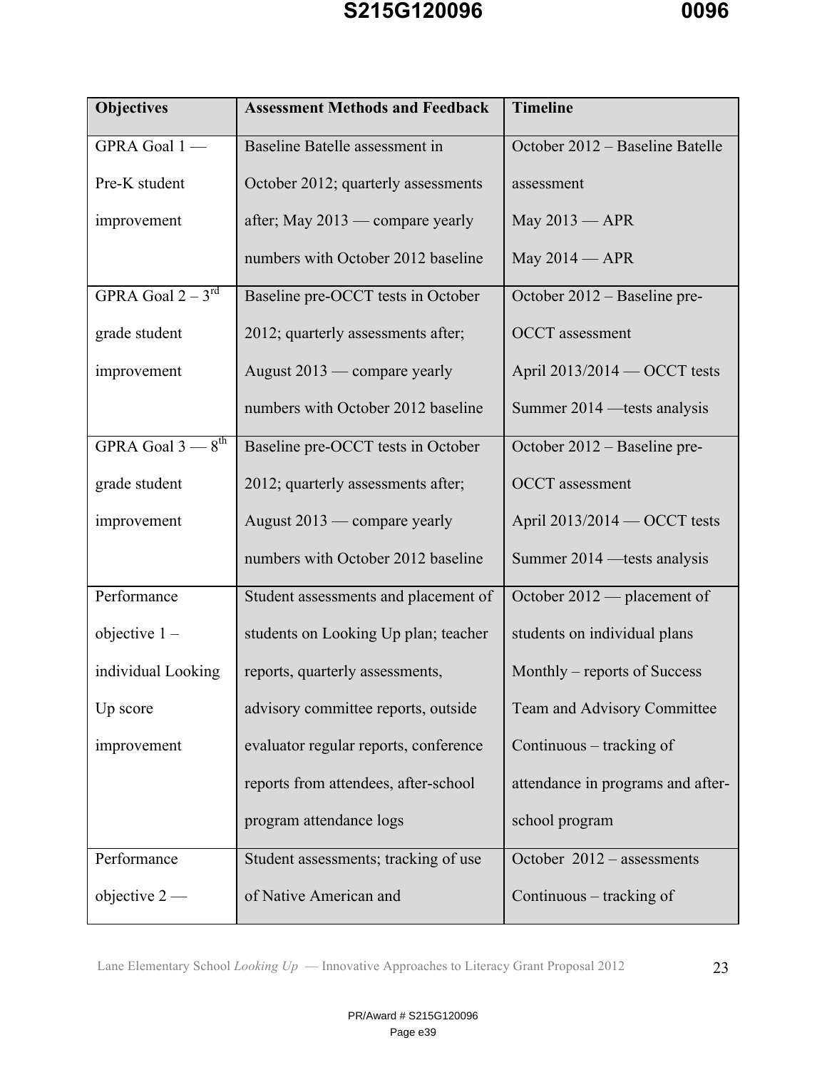| Objectives | Assessment Methods and Feedback | Timeline |
|---|---|---|
| GPRA Goal 1 — Pre-K student improvement | Baseline Batelle assessment in October 2012; quarterly assessments after; May 2013 — compare yearly numbers with October 2012 baseline | October 2012 – Baseline Batelle assessment<br>May 2013 — APR<br>May 2014 — APR |
| GPRA Goal 2 – 3rd grade student improvement | Baseline pre-OCCT tests in October 2012; quarterly assessments after; August 2013 — compare yearly numbers with October 2012 baseline | October 2012 – Baseline pre-OCCT assessment<br>April 2013/2014 — OCCT tests<br>Summer 2014 —tests analysis |
| GPRA Goal 3 — 8th grade student improvement | Baseline pre-OCCT tests in October 2012; quarterly assessments after; August 2013 — compare yearly numbers with October 2012 baseline | October 2012 – Baseline pre-OCCT assessment<br>April 2013/2014 — OCCT tests<br>Summer 2014 —tests analysis |
| Performance objective 1 – individual Looking Up score improvement | Student assessments and placement of students on Looking Up plan; teacher reports, quarterly assessments, advisory committee reports, outside evaluator regular reports, conference reports from attendees, after-school program attendance logs | October 2012 — placement of students on individual plans<br>Monthly – reports of Success Team and Advisory Committee<br>Continuous – tracking of attendance in programs and after-school program |
| Performance objective 2 — | Student assessments; tracking of use of Native American and | October 2012 – assessments<br>Continuous – tracking of |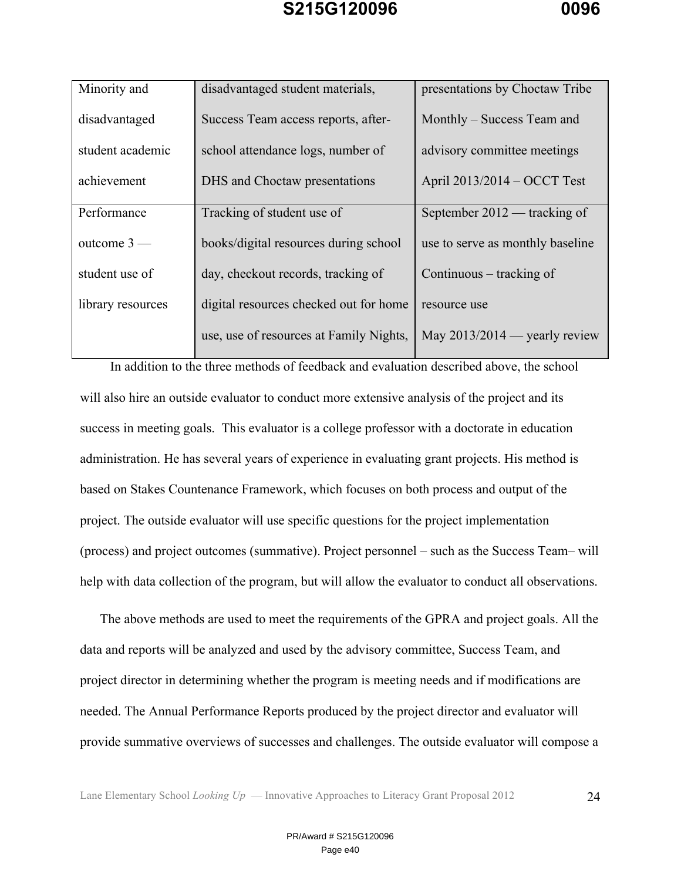| | | |
|---|---|---|
| Minority and disadvantaged student academic achievement | disadvantaged student materials, Success Team access reports, after-school attendance logs, number of DHS and Choctaw presentations | presentations by Choctaw Tribe<br>Monthly – Success Team and advisory committee meetings<br>April 2013/2014 – OCCT Test |
| Performance outcome 3 — student use of library resources | Tracking of student use of books/digital resources during school day, checkout records, tracking of digital resources checked out for home use, use of resources at Family Nights, | September 2012 — tracking of use to serve as monthly baseline<br>Continuous – tracking of resource use<br>May 2013/2014 — yearly review |

In addition to the three methods of feedback and evaluation described above, the school will also hire an outside evaluator to conduct more extensive analysis of the project and its success in meeting goals. This evaluator is a college professor with a doctorate in education administration. He has several years of experience in evaluating grant projects. His method is based on Stakes Countenance Framework, which focuses on both process and output of the project. The outside evaluator will use specific questions for the project implementation (process) and project outcomes (summative). Project personnel – such as the Success Team– will help with data collection of the program, but will allow the evaluator to conduct all observations.

The above methods are used to meet the requirements of the GPRA and project goals. All the data and reports will be analyzed and used by the advisory committee, Success Team, and project director in determining whether the program is meeting needs and if modifications are needed. The Annual Performance Reports produced by the project director and evaluator will provide summative overviews of successes and challenges. The outside evaluator will compose a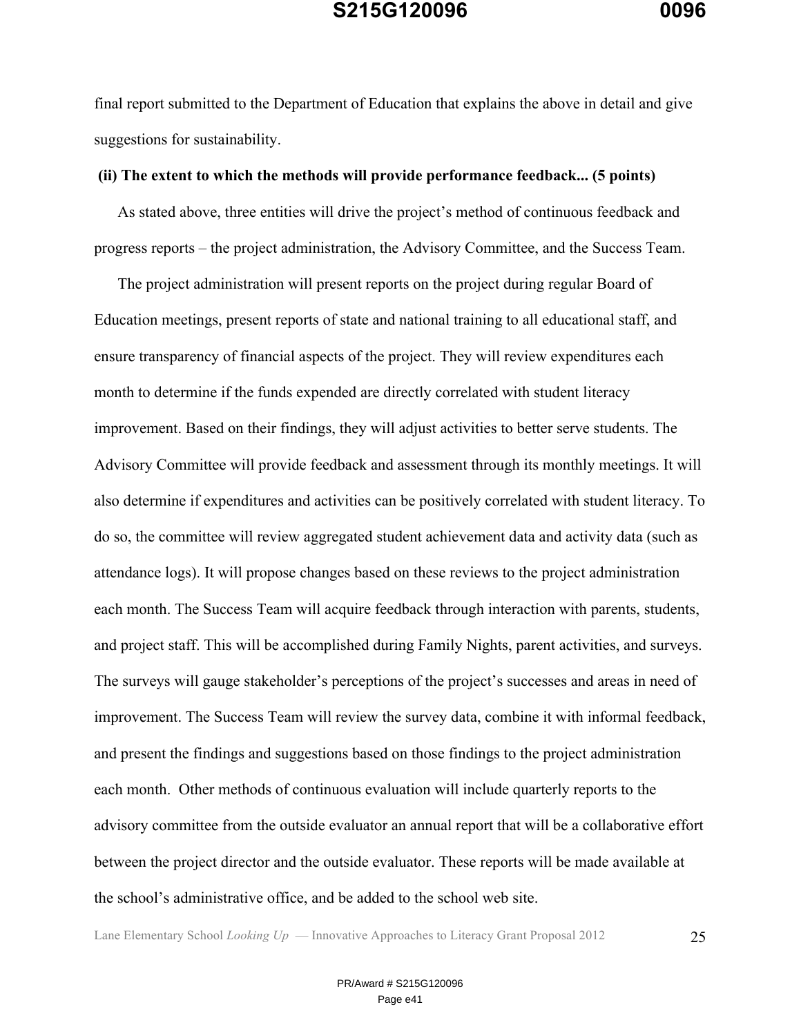final report submitted to the Department of Education that explains the above in detail and give suggestions for sustainability.

**(ii) The extent to which the methods will provide performance feedback... (5 points)**

As stated above, three entities will drive the project's method of continuous feedback and progress reports – the project administration, the Advisory Committee, and the Success Team.

The project administration will present reports on the project during regular Board of Education meetings, present reports of state and national training to all educational staff, and ensure transparency of financial aspects of the project. They will review expenditures each month to determine if the funds expended are directly correlated with student literacy improvement. Based on their findings, they will adjust activities to better serve students. The Advisory Committee will provide feedback and assessment through its monthly meetings. It will also determine if expenditures and activities can be positively correlated with student literacy. To do so, the committee will review aggregated student achievement data and activity data (such as attendance logs). It will propose changes based on these reviews to the project administration each month. The Success Team will acquire feedback through interaction with parents, students, and project staff. This will be accomplished during Family Nights, parent activities, and surveys. The surveys will gauge stakeholder's perceptions of the project's successes and areas in need of improvement. The Success Team will review the survey data, combine it with informal feedback, and present the findings and suggestions based on those findings to the project administration each month. Other methods of continuous evaluation will include quarterly reports to the advisory committee from the outside evaluator an annual report that will be a collaborative effort between the project director and the outside evaluator. These reports will be made available at the school's administrative office, and be added to the school web site.